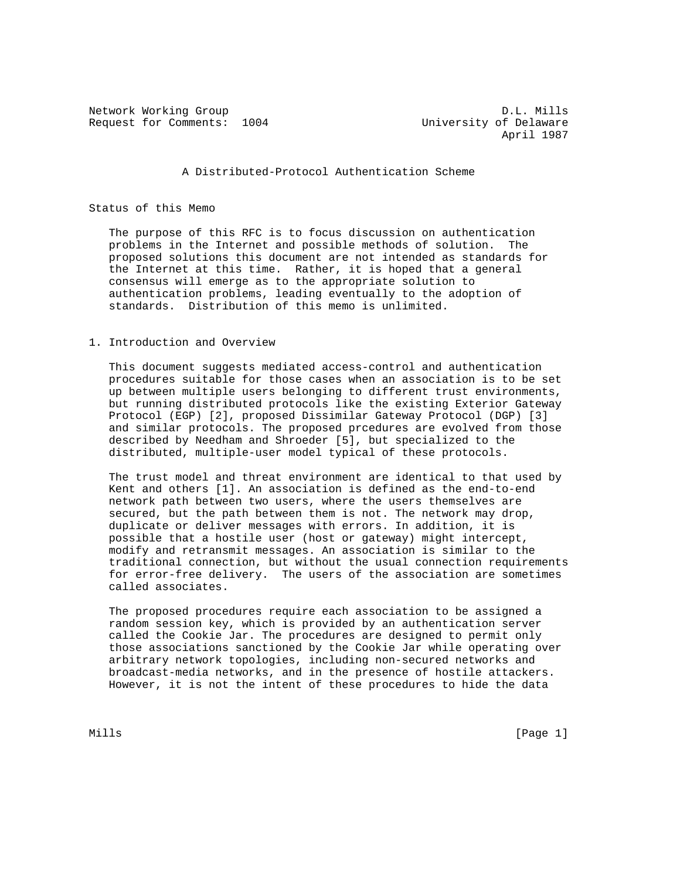Network Working Group D.L. Mills
Request for Comments: 1004 University of Delaware
April 1987

# A Distributed-Protocol Authentication Scheme

## Status of this Memo

The purpose of this RFC is to focus discussion on authentication problems in the Internet and possible methods of solution. The proposed solutions this document are not intended as standards for the Internet at this time. Rather, it is hoped that a general consensus will emerge as to the appropriate solution to authentication problems, leading eventually to the adoption of standards. Distribution of this memo is unlimited.

## 1. Introduction and Overview

This document suggests mediated access-control and authentication procedures suitable for those cases when an association is to be set up between multiple users belonging to different trust environments, but running distributed protocols like the existing Exterior Gateway Protocol (EGP) [2], proposed Dissimilar Gateway Protocol (DGP) [3] and similar protocols. The proposed prcedures are evolved from those described by Needham and Shroeder [5], but specialized to the distributed, multiple-user model typical of these protocols.

The trust model and threat environment are identical to that used by Kent and others [1]. An association is defined as the end-to-end network path between two users, where the users themselves are secured, but the path between them is not. The network may drop, duplicate or deliver messages with errors. In addition, it is possible that a hostile user (host or gateway) might intercept, modify and retransmit messages. An association is similar to the traditional connection, but without the usual connection requirements for error-free delivery. The users of the association are sometimes called associates.

The proposed procedures require each association to be assigned a random session key, which is provided by an authentication server called the Cookie Jar. The procedures are designed to permit only those associations sanctioned by the Cookie Jar while operating over arbitrary network topologies, including non-secured networks and broadcast-media networks, and in the presence of hostile attackers. However, it is not the intent of these procedures to hide the data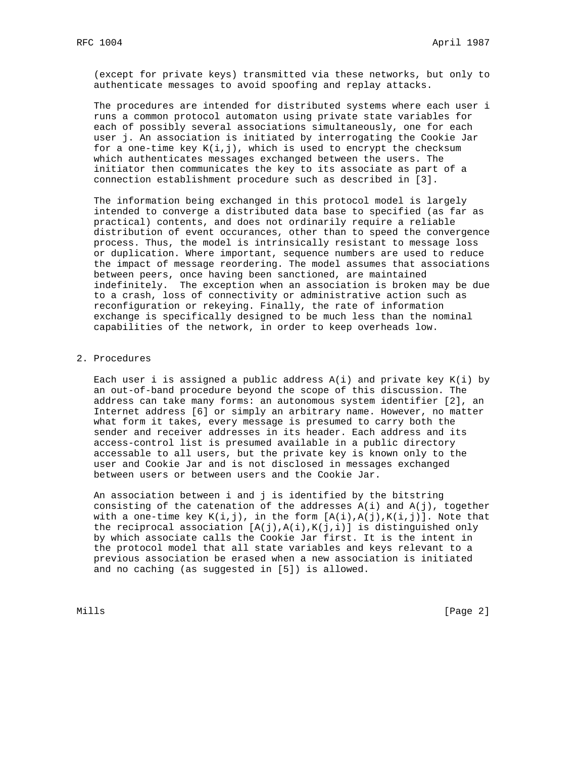(except for private keys) transmitted via these networks, but only to authenticate messages to avoid spoofing and replay attacks.

The procedures are intended for distributed systems where each user i runs a common protocol automaton using private state variables for each of possibly several associations simultaneously, one for each user j. An association is initiated by interrogating the Cookie Jar for a one-time key $K(i,j)$, which is used to encrypt the checksum which authenticates messages exchanged between the users. The initiator then communicates the key to its associate as part of a connection establishment procedure such as described in [3].

The information being exchanged in this protocol model is largely intended to converge a distributed data base to specified (as far as practical) contents, and does not ordinarily require a reliable distribution of event occurances, other than to speed the convergence process. Thus, the model is intrinsically resistant to message loss or duplication. Where important, sequence numbers are used to reduce the impact of message reordering. The model assumes that associations between peers, once having been sanctioned, are maintained indefinitely. The exception when an association is broken may be due to a crash, loss of connectivity or administrative action such as reconfiguration or rekeying. Finally, the rate of information exchange is specifically designed to be much less than the nominal capabilities of the network, in order to keep overheads low.

## 2. Procedures

Each user i is assigned a public address $A(i)$ and private key $K(i)$ by an out-of-band procedure beyond the scope of this discussion. The address can take many forms: an autonomous system identifier [2], an Internet address [6] or simply an arbitrary name. However, no matter what form it takes, every message is presumed to carry both the sender and receiver addresses in its header. Each address and its access-control list is presumed available in a public directory accessable to all users, but the private key is known only to the user and Cookie Jar and is not disclosed in messages exchanged between users or between users and the Cookie Jar.

An association between i and j is identified by the bitstring consisting of the catenation of the addresses $A(i)$ and $A(j)$, together with a one-time key $K(i,j)$, in the form $[A(i),A(j),K(i,j)]$. Note that the reciprocal association $[A(j),A(i),K(j,i)]$ is distinguished only by which associate calls the Cookie Jar first. It is the intent in the protocol model that all state variables and keys relevant to a previous association be erased when a new association is initiated and no caching (as suggested in [5]) is allowed.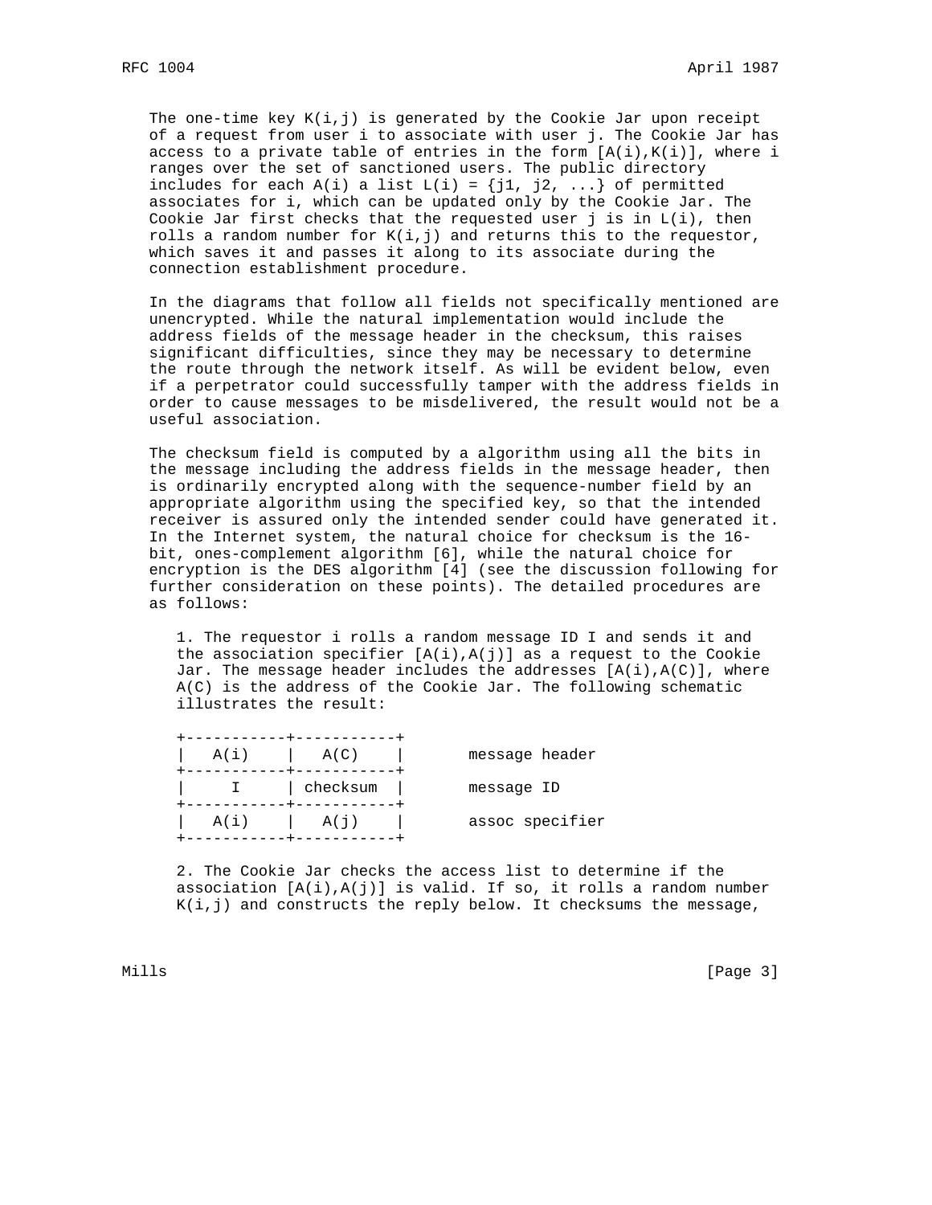The one-time key $K(i,j)$ is generated by the Cookie Jar upon receipt of a request from user i to associate with user j. The Cookie Jar has access to a private table of entries in the form $[A(i),K(i)]$, where i ranges over the set of sanctioned users. The public directory includes for each $A(i)$ a list $L(i) = \{j1, j2, ...\}$ of permitted associates for i, which can be updated only by the Cookie Jar. The Cookie Jar first checks that the requested user j is in $L(i)$, then rolls a random number for $K(i,j)$ and returns this to the requestor, which saves it and passes it along to its associate during the connection establishment procedure.

In the diagrams that follow all fields not specifically mentioned are unencrypted. While the natural implementation would include the address fields of the message header in the checksum, this raises significant difficulties, since they may be necessary to determine the route through the network itself. As will be evident below, even if a perpetrator could successfully tamper with the address fields in order to cause messages to be misdelivered, the result would not be a useful association.

The checksum field is computed by a algorithm using all the bits in the message including the address fields in the message header, then is ordinarily encrypted along with the sequence-number field by an appropriate algorithm using the specified key, so that the intended receiver is assured only the intended sender could have generated it. In the Internet system, the natural choice for checksum is the 16-bit, ones-complement algorithm [6], while the natural choice for encryption is the DES algorithm [4] (see the discussion following for further consideration on these points). The detailed procedures are as follows:

1. The requestor i rolls a random message ID I and sends it and the association specifier $[A(i),A(j)]$ as a request to the Cookie Jar. The message header includes the addresses $[A(i),A(C)]$, where $A(C)$ is the address of the Cookie Jar. The following schematic illustrates the result:

```
+-----------+-----------+
|   A(i)    |   A(C)    |       message header
+-----------+-----------+
|     I     | checksum  |       message ID
+-----------+-----------+
|   A(i)    |   A(j)    |       assoc specifier
+-----------+-----------+
```

2. The Cookie Jar checks the access list to determine if the association $[A(i),A(j)]$ is valid. If so, it rolls a random number $K(i,j)$ and constructs the reply below. It checksums the message,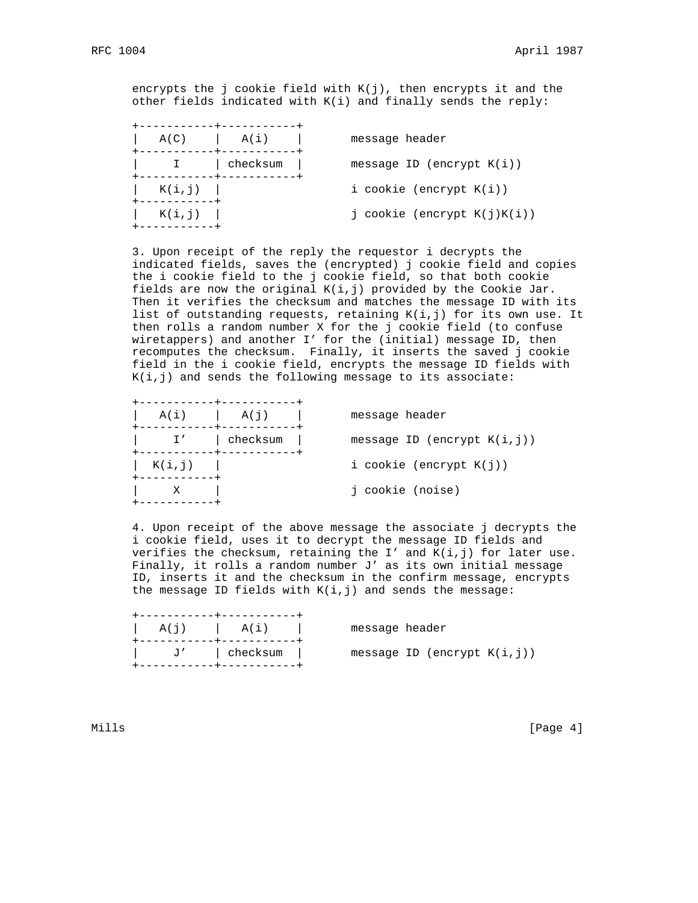encrypts the j cookie field with K(j), then encrypts it and the other fields indicated with K(i) and finally sends the reply:

```
+-----------+-----------+
|   A(C)    |   A(i)    |       message header
+-----------+-----------+
|     I     | checksum  |       message ID (encrypt K(i))
+-----------+-----------+
|   K(i,j)  |                   i cookie (encrypt K(i))
+-----------+
|   K(i,j)  |                   j cookie (encrypt K(j)K(i))
+-----------+
```

3. Upon receipt of the reply the requestor i decrypts the indicated fields, saves the (encrypted) j cookie field and copies the i cookie field to the j cookie field, so that both cookie fields are now the original K(i,j) provided by the Cookie Jar. Then it verifies the checksum and matches the message ID with its list of outstanding requests, retaining K(i,j) for its own use. It then rolls a random number X for the j cookie field (to confuse wiretappers) and another I' for the (initial) message ID, then recomputes the checksum. Finally, it inserts the saved j cookie field in the i cookie field, encrypts the message ID fields with K(i,j) and sends the following message to its associate:

```
+-----------+-----------+
|   A(i)    |   A(j)    |       message header
+-----------+-----------+
|     I'    | checksum  |       message ID (encrypt K(i,j))
+-----------+-----------+
|  K(i,j)   |                   i cookie (encrypt K(j))
+-----------+
|     X     |                   j cookie (noise)
+-----------+
```

4. Upon receipt of the above message the associate j decrypts the i cookie field, uses it to decrypt the message ID fields and verifies the checksum, retaining the I' and K(i,j) for later use. Finally, it rolls a random number J' as its own initial message ID, inserts it and the checksum in the confirm message, encrypts the message ID fields with K(i,j) and sends the message:

```
+-----------+-----------+
|   A(j)    |   A(i)    |       message header
+-----------+-----------+
|     J'    | checksum  |       message ID (encrypt K(i,j))
+-----------+-----------+
```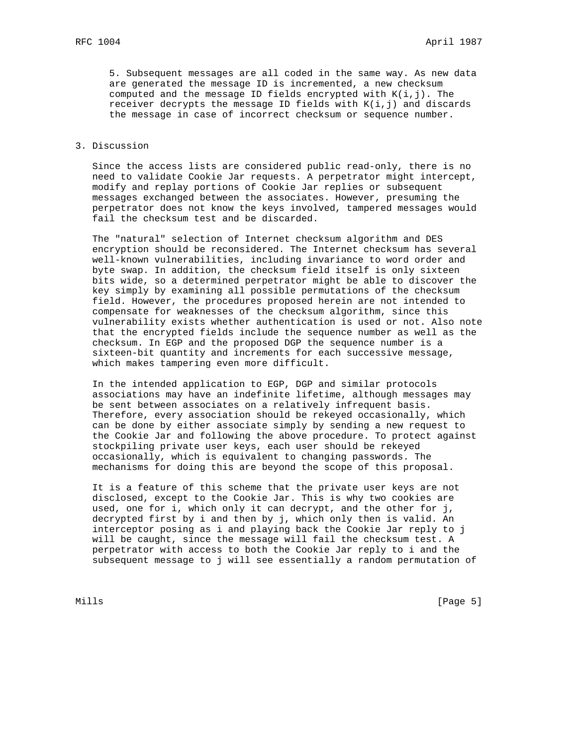5. Subsequent messages are all coded in the same way. As new data are generated the message ID is incremented, a new checksum computed and the message ID fields encrypted with K(i,j). The receiver decrypts the message ID fields with K(i,j) and discards the message in case of incorrect checksum or sequence number.

## 3. Discussion

Since the access lists are considered public read-only, there is no need to validate Cookie Jar requests. A perpetrator might intercept, modify and replay portions of Cookie Jar replies or subsequent messages exchanged between the associates. However, presuming the perpetrator does not know the keys involved, tampered messages would fail the checksum test and be discarded.

The "natural" selection of Internet checksum algorithm and DES encryption should be reconsidered. The Internet checksum has several well-known vulnerabilities, including invariance to word order and byte swap. In addition, the checksum field itself is only sixteen bits wide, so a determined perpetrator might be able to discover the key simply by examining all possible permutations of the checksum field. However, the procedures proposed herein are not intended to compensate for weaknesses of the checksum algorithm, since this vulnerability exists whether authentication is used or not. Also note that the encrypted fields include the sequence number as well as the checksum. In EGP and the proposed DGP the sequence number is a sixteen-bit quantity and increments for each successive message, which makes tampering even more difficult.

In the intended application to EGP, DGP and similar protocols associations may have an indefinite lifetime, although messages may be sent between associates on a relatively infrequent basis. Therefore, every association should be rekeyed occasionally, which can be done by either associate simply by sending a new request to the Cookie Jar and following the above procedure. To protect against stockpiling private user keys, each user should be rekeyed occasionally, which is equivalent to changing passwords. The mechanisms for doing this are beyond the scope of this proposal.

It is a feature of this scheme that the private user keys are not disclosed, except to the Cookie Jar. This is why two cookies are used, one for i, which only it can decrypt, and the other for j, decrypted first by i and then by j, which only then is valid. An interceptor posing as i and playing back the Cookie Jar reply to j will be caught, since the message will fail the checksum test. A perpetrator with access to both the Cookie Jar reply to i and the subsequent message to j will see essentially a random permutation of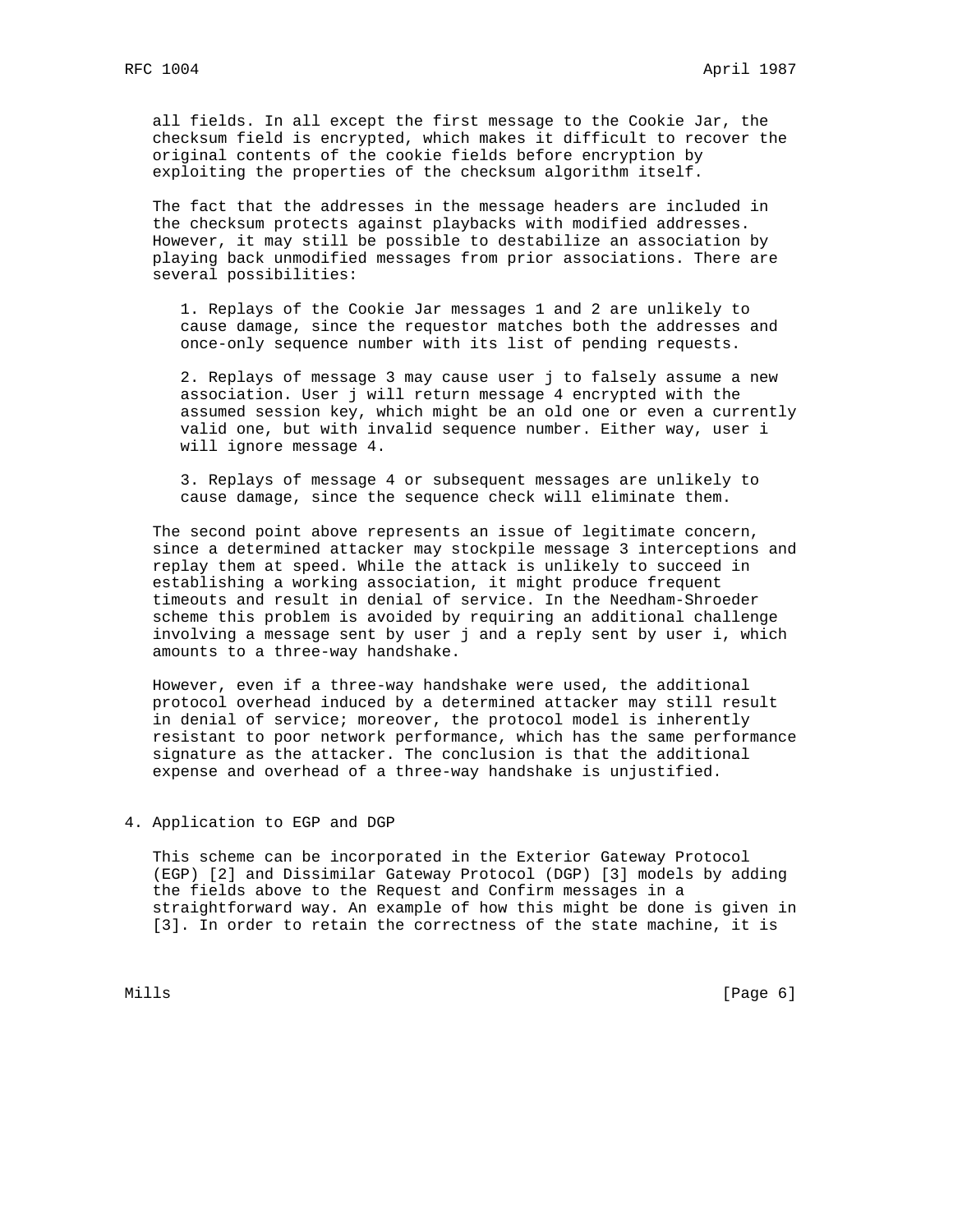all fields. In all except the first message to the Cookie Jar, the checksum field is encrypted, which makes it difficult to recover the original contents of the cookie fields before encryption by exploiting the properties of the checksum algorithm itself.

The fact that the addresses in the message headers are included in the checksum protects against playbacks with modified addresses. However, it may still be possible to destabilize an association by playing back unmodified messages from prior associations. There are several possibilities:

1. Replays of the Cookie Jar messages 1 and 2 are unlikely to cause damage, since the requestor matches both the addresses and once-only sequence number with its list of pending requests.

2. Replays of message 3 may cause user j to falsely assume a new association. User j will return message 4 encrypted with the assumed session key, which might be an old one or even a currently valid one, but with invalid sequence number. Either way, user i will ignore message 4.

3. Replays of message 4 or subsequent messages are unlikely to cause damage, since the sequence check will eliminate them.

The second point above represents an issue of legitimate concern, since a determined attacker may stockpile message 3 interceptions and replay them at speed. While the attack is unlikely to succeed in establishing a working association, it might produce frequent timeouts and result in denial of service. In the Needham-Shroeder scheme this problem is avoided by requiring an additional challenge involving a message sent by user j and a reply sent by user i, which amounts to a three-way handshake.

However, even if a three-way handshake were used, the additional protocol overhead induced by a determined attacker may still result in denial of service; moreover, the protocol model is inherently resistant to poor network performance, which has the same performance signature as the attacker. The conclusion is that the additional expense and overhead of a three-way handshake is unjustified.

## 4. Application to EGP and DGP

This scheme can be incorporated in the Exterior Gateway Protocol (EGP) [2] and Dissimilar Gateway Protocol (DGP) [3] models by adding the fields above to the Request and Confirm messages in a straightforward way. An example of how this might be done is given in [3]. In order to retain the correctness of the state machine, it is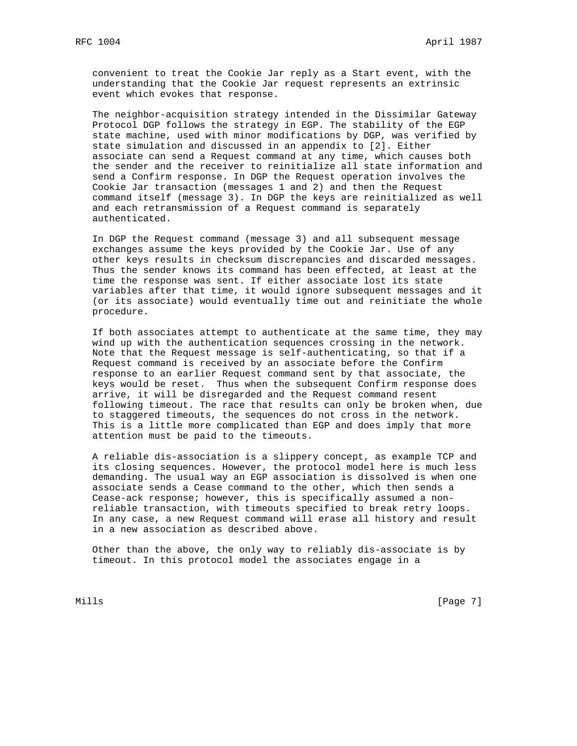convenient to treat the Cookie Jar reply as a Start event, with the understanding that the Cookie Jar request represents an extrinsic event which evokes that response.

The neighbor-acquisition strategy intended in the Dissimilar Gateway Protocol DGP follows the strategy in EGP. The stability of the EGP state machine, used with minor modifications by DGP, was verified by state simulation and discussed in an appendix to [2]. Either associate can send a Request command at any time, which causes both the sender and the receiver to reinitialize all state information and send a Confirm response. In DGP the Request operation involves the Cookie Jar transaction (messages 1 and 2) and then the Request command itself (message 3). In DGP the keys are reinitialized as well and each retransmission of a Request command is separately authenticated.

In DGP the Request command (message 3) and all subsequent message exchanges assume the keys provided by the Cookie Jar. Use of any other keys results in checksum discrepancies and discarded messages. Thus the sender knows its command has been effected, at least at the time the response was sent. If either associate lost its state variables after that time, it would ignore subsequent messages and it (or its associate) would eventually time out and reinitiate the whole procedure.

If both associates attempt to authenticate at the same time, they may wind up with the authentication sequences crossing in the network. Note that the Request message is self-authenticating, so that if a Request command is received by an associate before the Confirm response to an earlier Request command sent by that associate, the keys would be reset. Thus when the subsequent Confirm response does arrive, it will be disregarded and the Request command resent following timeout. The race that results can only be broken when, due to staggered timeouts, the sequences do not cross in the network. This is a little more complicated than EGP and does imply that more attention must be paid to the timeouts.

A reliable dis-association is a slippery concept, as example TCP and its closing sequences. However, the protocol model here is much less demanding. The usual way an EGP association is dissolved is when one associate sends a Cease command to the other, which then sends a Cease-ack response; however, this is specifically assumed a non-reliable transaction, with timeouts specified to break retry loops. In any case, a new Request command will erase all history and result in a new association as described above.

Other than the above, the only way to reliably dis-associate is by timeout. In this protocol model the associates engage in a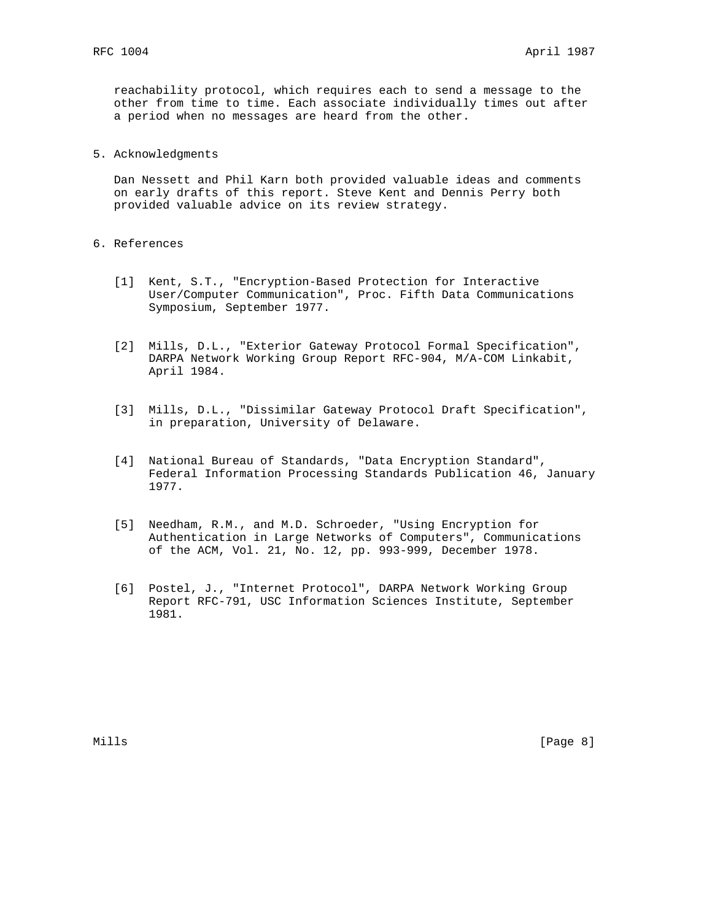reachability protocol, which requires each to send a message to the other from time to time. Each associate individually times out after a period when no messages are heard from the other.

## 5. Acknowledgments

Dan Nessett and Phil Karn both provided valuable ideas and comments on early drafts of this report. Steve Kent and Dennis Perry both provided valuable advice on its review strategy.

## 6. References

[1] Kent, S.T., "Encryption-Based Protection for Interactive User/Computer Communication", Proc. Fifth Data Communications Symposium, September 1977.

[2] Mills, D.L., "Exterior Gateway Protocol Formal Specification", DARPA Network Working Group Report RFC-904, M/A-COM Linkabit, April 1984.

[3] Mills, D.L., "Dissimilar Gateway Protocol Draft Specification", in preparation, University of Delaware.

[4] National Bureau of Standards, "Data Encryption Standard", Federal Information Processing Standards Publication 46, January 1977.

[5] Needham, R.M., and M.D. Schroeder, "Using Encryption for Authentication in Large Networks of Computers", Communications of the ACM, Vol. 21, No. 12, pp. 993-999, December 1978.

[6] Postel, J., "Internet Protocol", DARPA Network Working Group Report RFC-791, USC Information Sciences Institute, September 1981.